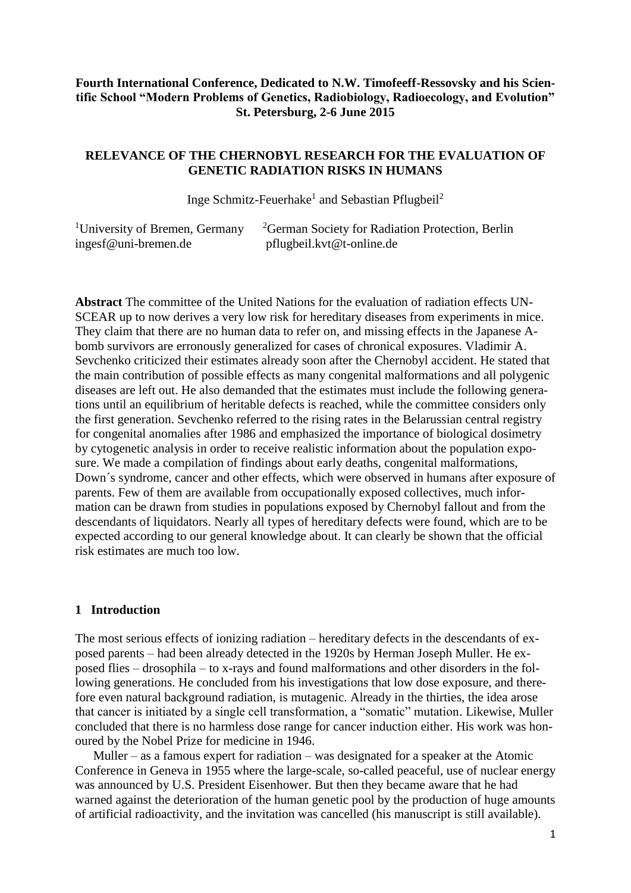**Fourth International Conference, Dedicated to N.W. Timofeeff-Ressovsky and his Scientific School "Modern Problems of Genetics, Radiobiology, Radioecology, and Evolution" St. Petersburg, 2-6 June 2015**

# RELEVANCE OF THE CHERNOBYL RESEARCH FOR THE EVALUATION OF GENETIC RADIATION RISKS IN HUMANS

Inge Schmitz-Feuerhake[1] and Sebastian Pflugbeil[2]

[1]University of Bremen, Germany
ingesf@uni-bremen.de

[2]German Society for Radiation Protection, Berlin
pflugbeil.kvt@t-online.de

**Abstract** The committee of the United Nations for the evaluation of radiation effects UNSCEAR up to now derives a very low risk for hereditary diseases from experiments in mice. They claim that there are no human data to refer on, and missing effects in the Japanese A-bomb survivors are erroneously generalized for cases of chronical exposures. Vladimir A. Sevchenko criticized their estimates already soon after the Chernobyl accident. He stated that the main contribution of possible effects as many congenital malformations and all polygenic diseases are left out. He also demanded that the estimates must include the following generations until an equilibrium of heritable defects is reached, while the committee considers only the first generation. Sevchenko referred to the rising rates in the Belarussian central registry for congenital anomalies after 1986 and emphasized the importance of biological dosimetry by cytogenetic analysis in order to receive realistic information about the population exposure. We made a compilation of findings about early deaths, congenital malformations, Down´s syndrome, cancer and other effects, which were observed in humans after exposure of parents. Few of them are available from occupationally exposed collectives, much information can be drawn from studies in populations exposed by Chernobyl fallout and from the descendants of liquidators. Nearly all types of hereditary defects were found, which are to be expected according to our general knowledge about. It can clearly be shown that the official risk estimates are much too low.

## 1 Introduction

The most serious effects of ionizing radiation – hereditary defects in the descendants of exposed parents – had been already detected in the 1920s by Herman Joseph Muller. He exposed flies – drosophila – to x-rays and found malformations and other disorders in the following generations. He concluded from his investigations that low dose exposure, and therefore even natural background radiation, is mutagenic. Already in the thirties, the idea arose that cancer is initiated by a single cell transformation, a "somatic" mutation. Likewise, Muller concluded that there is no harmless dose range for cancer induction either. His work was honoured by the Nobel Prize for medicine in 1946.

Muller – as a famous expert for radiation – was designated for a speaker at the Atomic Conference in Geneva in 1955 where the large-scale, so-called peaceful, use of nuclear energy was announced by U.S. President Eisenhower. But then they became aware that he had warned against the deterioration of the human genetic pool by the production of huge amounts of artificial radioactivity, and the invitation was cancelled (his manuscript is still available).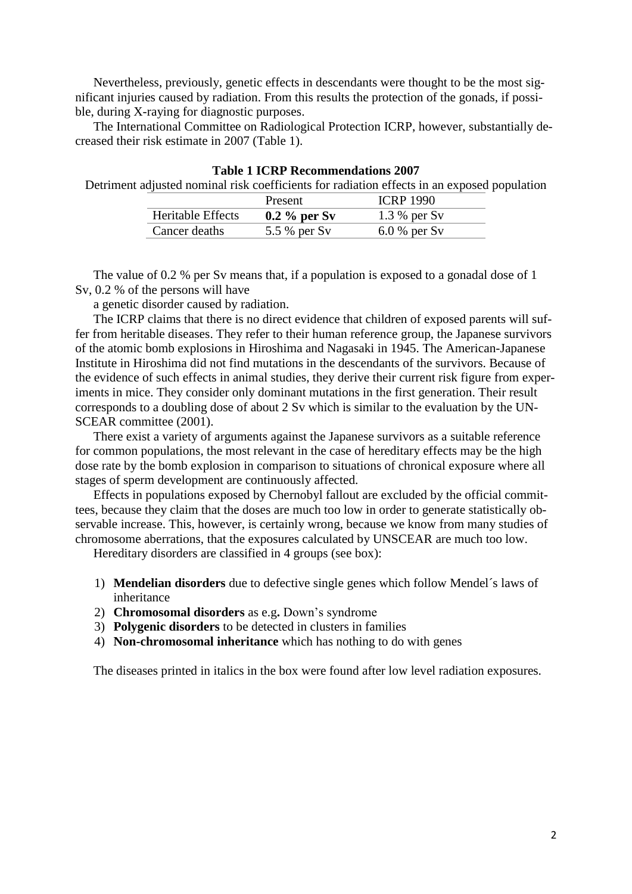Nevertheless, previously, genetic effects in descendants were thought to be the most significant injuries caused by radiation. From this results the protection of the gonads, if possible, during X-raying for diagnostic purposes.

The International Committee on Radiological Protection ICRP, however, substantially decreased their risk estimate in 2007 (Table 1).

**Table 1 ICRP Recommendations 2007**

Detriment adjusted nominal risk coefficients for radiation effects in an exposed population

| | Present | ICRP 1990 |
|---|---|---|
| Heritable Effects | **0.2 % per Sv** | 1.3 % per Sv |
| Cancer deaths | 5.5 % per Sv | 6.0 % per Sv |

The value of 0.2 % per Sv means that, if a population is exposed to a gonadal dose of 1 Sv, 0.2 % of the persons will have

a genetic disorder caused by radiation.

The ICRP claims that there is no direct evidence that children of exposed parents will suffer from heritable diseases. They refer to their human reference group, the Japanese survivors of the atomic bomb explosions in Hiroshima and Nagasaki in 1945. The American-Japanese Institute in Hiroshima did not find mutations in the descendants of the survivors. Because of the evidence of such effects in animal studies, they derive their current risk figure from experiments in mice. They consider only dominant mutations in the first generation. Their result corresponds to a doubling dose of about 2 Sv which is similar to the evaluation by the UNSCEAR committee (2001).

There exist a variety of arguments against the Japanese survivors as a suitable reference for common populations, the most relevant in the case of hereditary effects may be the high dose rate by the bomb explosion in comparison to situations of chronical exposure where all stages of sperm development are continuously affected.

Effects in populations exposed by Chernobyl fallout are excluded by the official committees, because they claim that the doses are much too low in order to generate statistically observable increase. This, however, is certainly wrong, because we know from many studies of chromosome aberrations, that the exposures calculated by UNSCEAR are much too low.

Hereditary disorders are classified in 4 groups (see box):

1) **Mendelian disorders** due to defective single genes which follow Mendel´s laws of inheritance
2) **Chromosomal disorders** as e.g**.** Down's syndrome
3) **Polygenic disorders** to be detected in clusters in families
4) **Non-chromosomal inheritance** which has nothing to do with genes

The diseases printed in italics in the box were found after low level radiation exposures.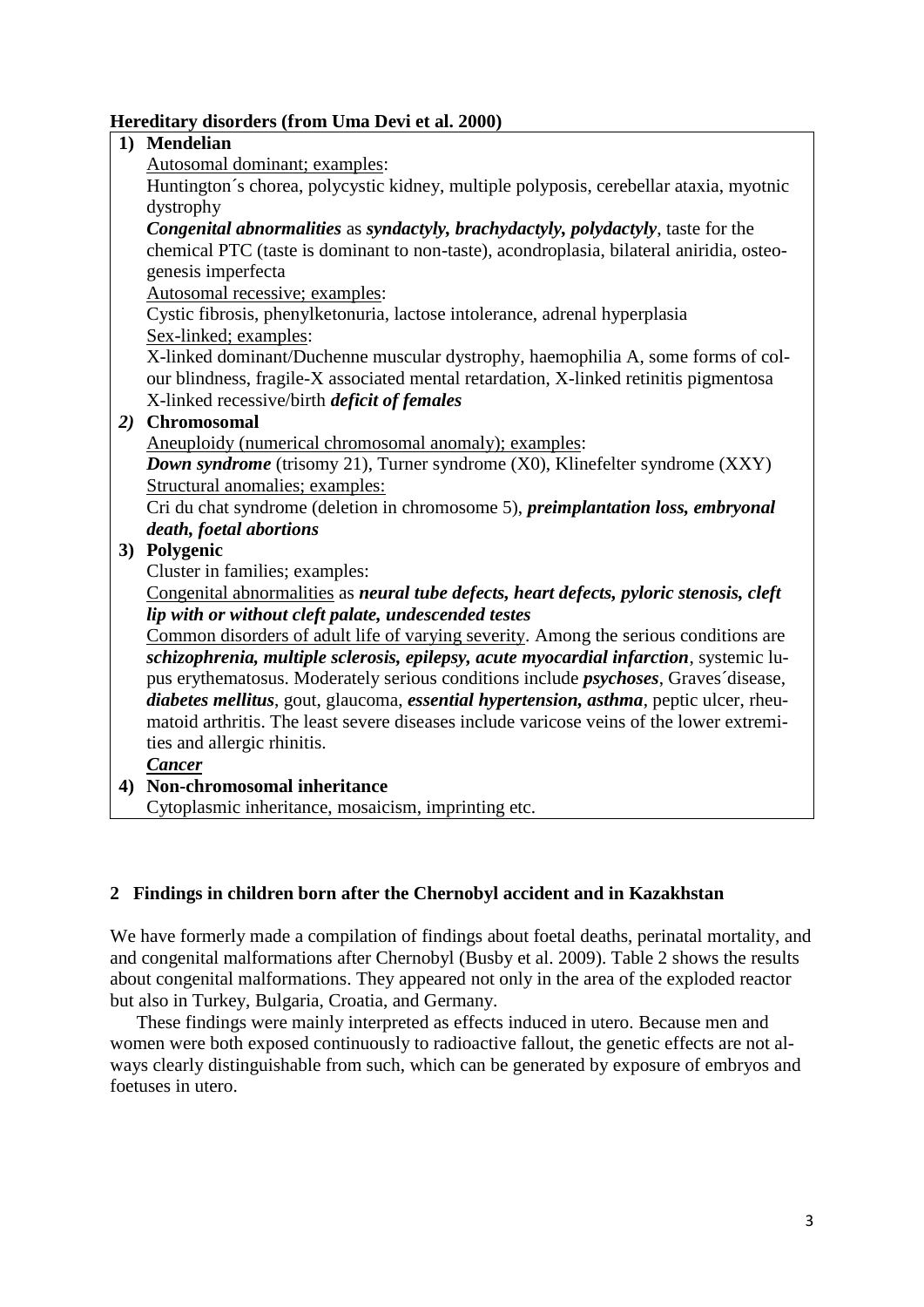**Hereditary disorders (from Uma Devi et al. 2000)**

**1) Mendelian**

Autosomal dominant; examples:

Huntington´s chorea, polycystic kidney, multiple polyposis, cerebellar ataxia, myotnic dystrophy

***Congenital abnormalities*** as ***syndactyly, brachydactyly, polydactyly***, taste for the chemical PTC (taste is dominant to non-taste), acondroplasia, bilateral aniridia, osteogenesis imperfecta

Autosomal recessive; examples:

Cystic fibrosis, phenylketonuria, lactose intolerance, adrenal hyperplasia

Sex-linked; examples:

X-linked dominant/Duchenne muscular dystrophy, haemophilia A, some forms of colour blindness, fragile-X associated mental retardation, X-linked retinitis pigmentosa

X-linked recessive/birth ***deficit of females***

***2)*** **Chromosomal**

Aneuploidy (numerical chromosomal anomaly); examples:

***Down syndrome*** (trisomy 21), Turner syndrome (X0), Klinefelter syndrome (XXY)

Structural anomalies; examples:

Cri du chat syndrome (deletion in chromosome 5), ***preimplantation loss, embryonal death, foetal abortions***

**3) Polygenic**

Cluster in families; examples:

Congenital abnormalities as ***neural tube defects, heart defects, pyloric stenosis, cleft lip with or without cleft palate, undescended testes***

Common disorders of adult life of varying severity. Among the serious conditions are ***schizophrenia, multiple sclerosis, epilepsy, acute myocardial infarction***, systemic lupus erythematosus. Moderately serious conditions include ***psychoses***, Graves´disease, ***diabetes mellitus***, gout, glaucoma, ***essential hypertension, asthma***, peptic ulcer, rheumatoid arthritis. The least severe diseases include varicose veins of the lower extremities and allergic rhinitis.

***Cancer***

**4) Non-chromosomal inheritance**

Cytoplasmic inheritance, mosaicism, imprinting etc.

## 2 Findings in children born after the Chernobyl accident and in Kazakhstan

We have formerly made a compilation of findings about foetal deaths, perinatal mortality, and and congenital malformations after Chernobyl (Busby et al. 2009). Table 2 shows the results about congenital malformations. They appeared not only in the area of the exploded reactor but also in Turkey, Bulgaria, Croatia, and Germany.

These findings were mainly interpreted as effects induced in utero. Because men and women were both exposed continuously to radioactive fallout, the genetic effects are not always clearly distinguishable from such, which can be generated by exposure of embryos and foetuses in utero.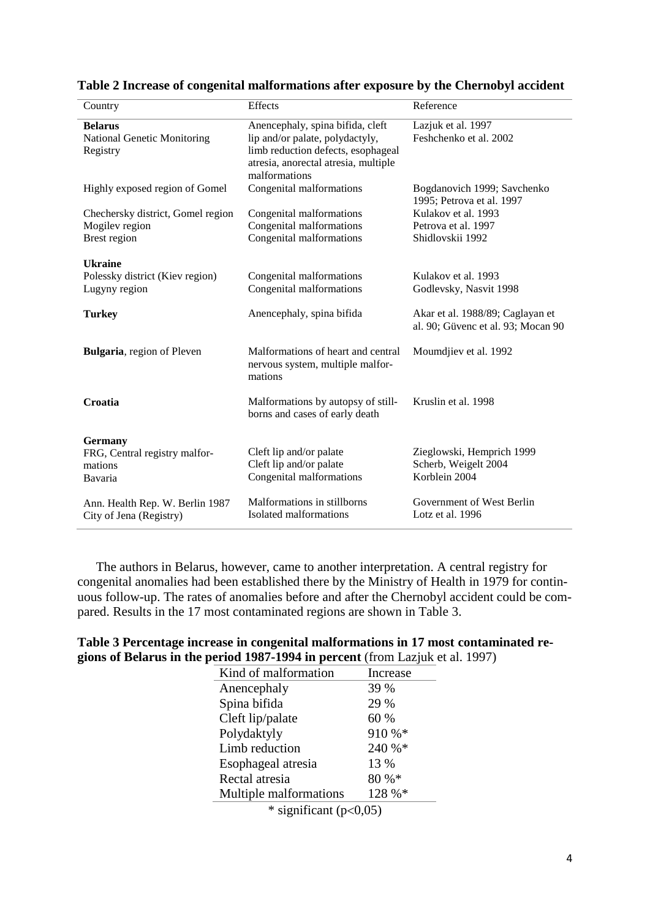**Table 2 Increase of congenital malformations after exposure by the Chernobyl accident**

| Country | Effects | Reference |
|---|---|---|
| **Belarus** National Genetic Monitoring Registry | Anencephaly, spina bifida, cleft lip and/or palate, polydactyly, limb reduction defects, esophageal atresia, anorectal atresia, multiple malformations | Lazjuk et al. 1997 Feshchenko et al. 2002 |
| Highly exposed region of Gomel | Congenital malformations | Bogdanovich 1999; Savchenko 1995; Petrova et al. 1997 |
| Chechersky district, Gomel region | Congenital malformations | Kulakov et al. 1993 |
| Mogilev region | Congenital malformations | Petrova et al. 1997 |
| Brest region | Congenital malformations | Shidlovskii 1992 |
| **Ukraine** | | |
| Polessky district (Kiev region) | Congenital malformations | Kulakov et al. 1993 |
| Lugyny region | Congenital malformations | Godlevsky, Nasvit 1998 |
| **Turkey** | Anencephaly, spina bifida | Akar et al. 1988/89; Caglayan et al. 90; Güvenc et al. 93; Mocan 90 |
| **Bulgaria**, region of Pleven | Malformations of heart and central nervous system, multiple malformations | Moumdjiev et al. 1992 |
| **Croatia** | Malformations by autopsy of stillborns and cases of early death | Kruslin et al. 1998 |
| **Germany** | | |
| FRG, Central registry malformations | Cleft lip and/or palate | Zieglowski, Hemprich 1999 |
| | Cleft lip and/or palate | Scherb, Weigelt 2004 |
| Bavaria | Congenital malformations | Korblein 2004 |
| Ann. Health Rep. W. Berlin 1987 | Malformations in stillborns | Government of West Berlin |
| City of Jena (Registry) | Isolated malformations | Lotz et al. 1996 |

The authors in Belarus, however, came to another interpretation. A central registry for congenital anomalies had been established there by the Ministry of Health in 1979 for continuous follow-up. The rates of anomalies before and after the Chernobyl accident could be compared. Results in the 17 most contaminated regions are shown in Table 3.

**Table 3 Percentage increase in congenital malformations in 17 most contaminated regions of Belarus in the period 1987-1994 in percent** (from Lazjuk et al. 1997)

| Kind of malformation | Increase |
|---|---|
| Anencephaly | 39 % |
| Spina bifida | 29 % |
| Cleft lip/palate | 60 % |
| Polydaktyly | 910 %* |
| Limb reduction | 240 %* |
| Esophageal atresia | 13 % |
| Rectal atresia | 80 %* |
| Multiple malformations | 128 %* |

\* significant ($p<0,05$)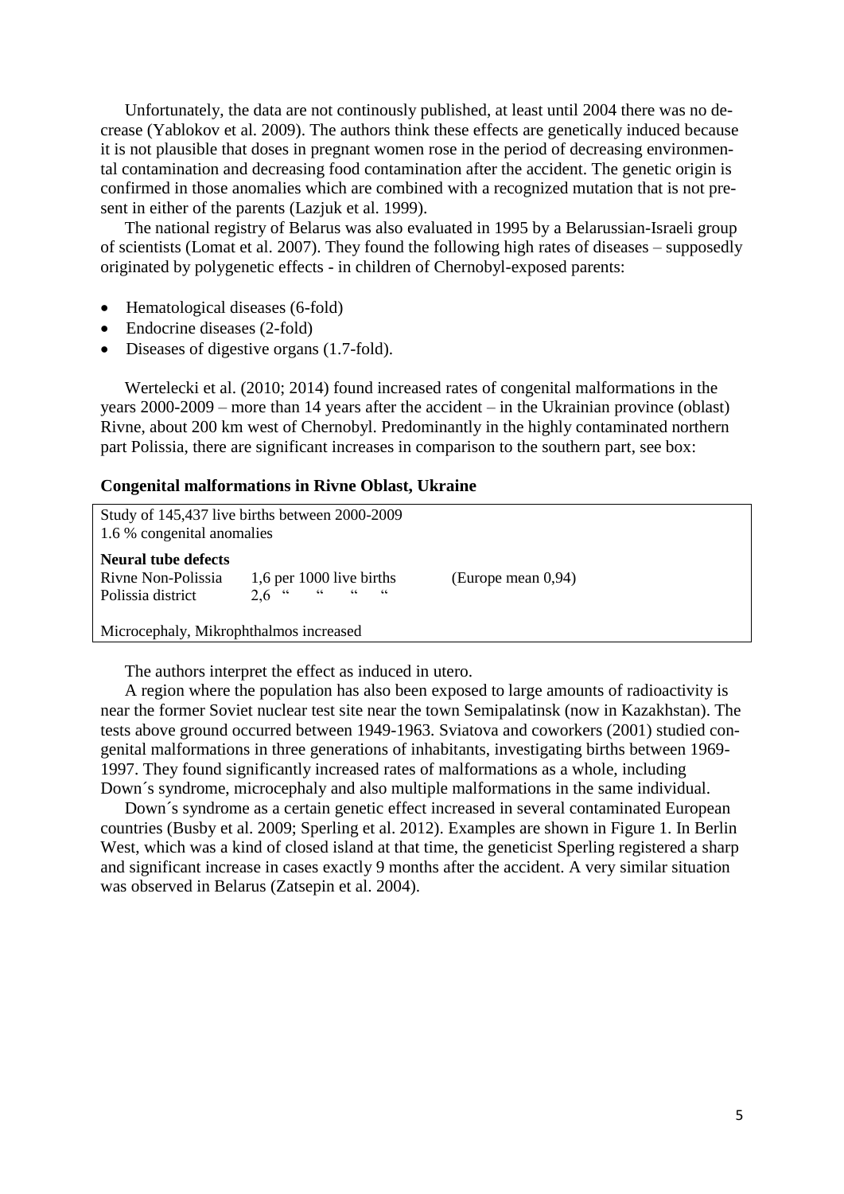Unfortunately, the data are not continously published, at least until 2004 there was no decrease (Yablokov et al. 2009). The authors think these effects are genetically induced because it is not plausible that doses in pregnant women rose in the period of decreasing environmental contamination and decreasing food contamination after the accident. The genetic origin is confirmed in those anomalies which are combined with a recognized mutation that is not present in either of the parents (Lazjuk et al. 1999).

The national registry of Belarus was also evaluated in 1995 by a Belarussian-Israeli group of scientists (Lomat et al. 2007). They found the following high rates of diseases – supposedly originated by polygenetic effects - in children of Chernobyl-exposed parents:

- Hematological diseases (6-fold)
- Endocrine diseases (2-fold)
- Diseases of digestive organs (1.7-fold).

Wertelecki et al. (2010; 2014) found increased rates of congenital malformations in the years 2000-2009 – more than 14 years after the accident – in the Ukrainian province (oblast) Rivne, about 200 km west of Chernobyl. Predominantly in the highly contaminated northern part Polissia, there are significant increases in comparison to the southern part, see box:

**Congenital malformations in Rivne Oblast, Ukraine**

Study of 145,437 live births between 2000-2009
1.6 % congenital anomalies

**Neural tube defects**

| | | |
|---|---|---|
| Rivne Non-Polissia | 1,6 per 1000 live births | (Europe mean 0,94) |
| Polissia district | 2,6 " " " " | |

Microcephaly, Mikrophthalmos increased

The authors interpret the effect as induced in utero.

A region where the population has also been exposed to large amounts of radioactivity is near the former Soviet nuclear test site near the town Semipalatinsk (now in Kazakhstan). The tests above ground occurred between 1949-1963. Sviatova and coworkers (2001) studied congenital malformations in three generations of inhabitants, investigating births between 1969-1997. They found significantly increased rates of malformations as a whole, including Down´s syndrome, microcephaly and also multiple malformations in the same individual.

Down´s syndrome as a certain genetic effect increased in several contaminated European countries (Busby et al. 2009; Sperling et al. 2012). Examples are shown in Figure 1. In Berlin West, which was a kind of closed island at that time, the geneticist Sperling registered a sharp and significant increase in cases exactly 9 months after the accident. A very similar situation was observed in Belarus (Zatsepin et al. 2004).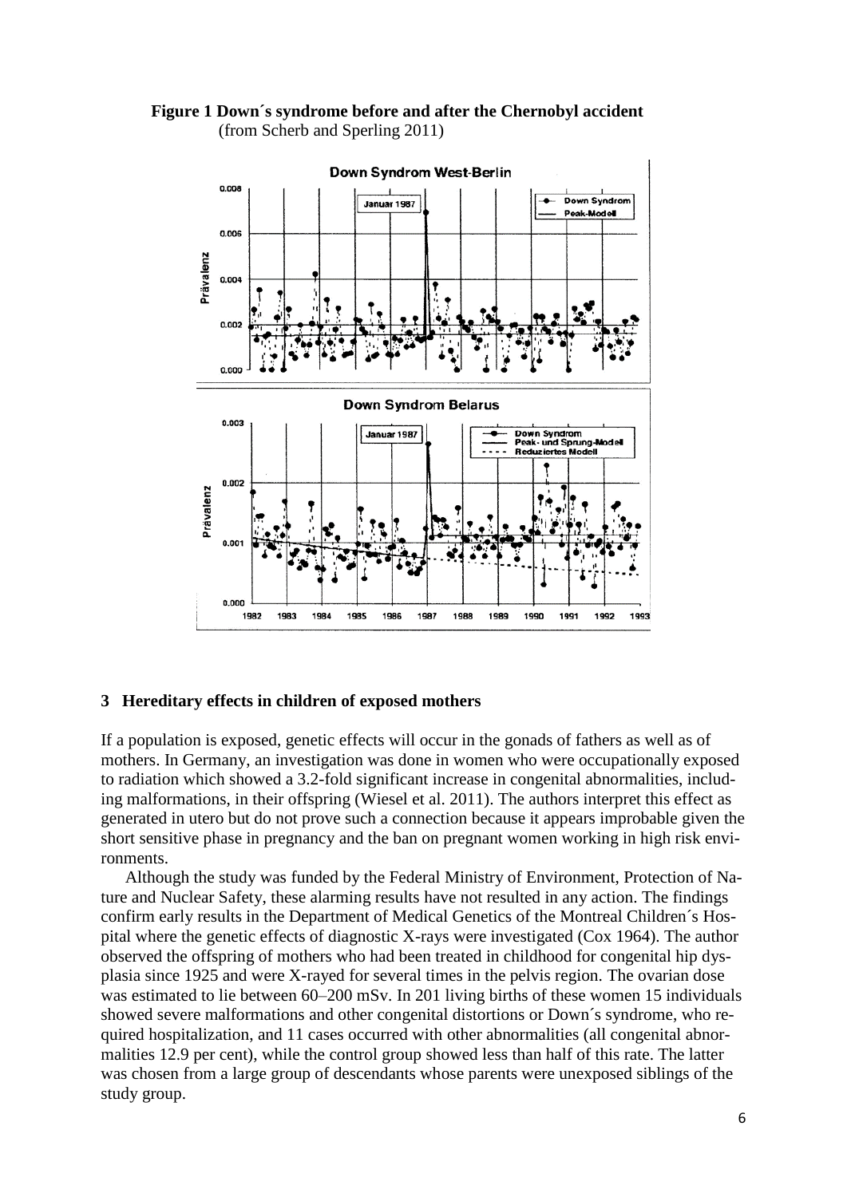**Figure 1 Down´s syndrome before and after the Chernobyl accident**
(from Scherb and Sperling 2011)

## 3 Hereditary effects in children of exposed mothers

If a population is exposed, genetic effects will occur in the gonads of fathers as well as of mothers. In Germany, an investigation was done in women who were occupationally exposed to radiation which showed a 3.2-fold significant increase in congenital abnormalities, including malformations, in their offspring (Wiesel et al. 2011). The authors interpret this effect as generated in utero but do not prove such a connection because it appears improbable given the short sensitive phase in pregnancy and the ban on pregnant women working in high risk environments.

Although the study was funded by the Federal Ministry of Environment, Protection of Nature and Nuclear Safety, these alarming results have not resulted in any action. The findings confirm early results in the Department of Medical Genetics of the Montreal Children´s Hospital where the genetic effects of diagnostic X-rays were investigated (Cox 1964). The author observed the offspring of mothers who had been treated in childhood for congenital hip dysplasia since 1925 and were X-rayed for several times in the pelvis region. The ovarian dose was estimated to lie between 60–200 mSv. In 201 living births of these women 15 individuals showed severe malformations and other congenital distortions or Down´s syndrome, who required hospitalization, and 11 cases occurred with other abnormalities (all congenital abnormalities 12.9 per cent), while the control group showed less than half of this rate. The latter was chosen from a large group of descendants whose parents were unexposed siblings of the study group.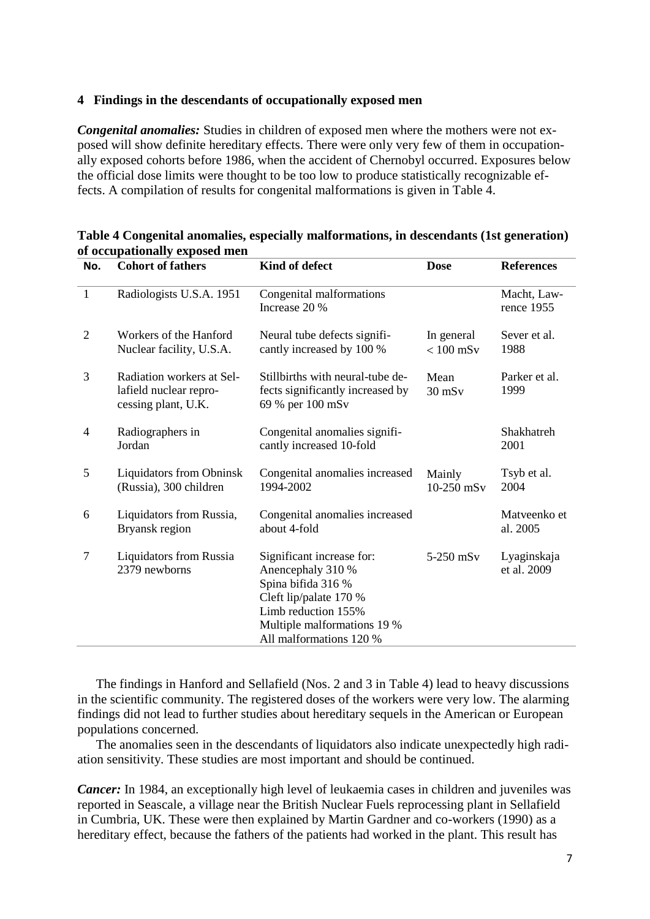## 4 Findings in the descendants of occupationally exposed men

***Congenital anomalies:*** Studies in children of exposed men where the mothers were not exposed will show definite hereditary effects. There were only very few of them in occupationally exposed cohorts before 1986, when the accident of Chernobyl occurred. Exposures below the official dose limits were thought to be too low to produce statistically recognizable effects. A compilation of results for congenital malformations is given in Table 4.

**Table 4 Congenital anomalies, especially malformations, in descendants (1st generation) of occupationally exposed men**

| No. | Cohort of fathers | Kind of defect | Dose | References |
|---|---|---|---|---|
| 1 | Radiologists U.S.A. 1951 | Congenital malformations Increase 20 % | | Macht, Lawrence 1955 |
| 2 | Workers of the Hanford Nuclear facility, U.S.A. | Neural tube defects significantly increased by 100 % | In general < 100 mSv | Sever et al. 1988 |
| 3 | Radiation workers at Sellafield nuclear reprocessing plant, U.K. | Stillbirths with neural-tube defects significantly increased by 69 % per 100 mSv | Mean 30 mSv | Parker et al. 1999 |
| 4 | Radiographers in Jordan | Congenital anomalies significantly increased 10-fold | | Shakhatreh 2001 |
| 5 | Liquidators from Obninsk (Russia), 300 children | Congenital anomalies increased 1994-2002 | Mainly 10-250 mSv | Tsyb et al. 2004 |
| 6 | Liquidators from Russia, Bryansk region | Congenital anomalies increased about 4-fold | | Matveenko et al. 2005 |
| 7 | Liquidators from Russia 2379 newborns | Significant increase for: Anencephaly 310 % Spina bifida 316 % Cleft lip/palate 170 % Limb reduction 155% Multiple malformations 19 % All malformations 120 % | 5-250 mSv | Lyaginskaja et al. 2009 |

The findings in Hanford and Sellafield (Nos. 2 and 3 in Table 4) lead to heavy discussions in the scientific community. The registered doses of the workers were very low. The alarming findings did not lead to further studies about hereditary sequels in the American or European populations concerned.

The anomalies seen in the descendants of liquidators also indicate unexpectedly high radiation sensitivity. These studies are most important and should be continued.

***Cancer:*** In 1984, an exceptionally high level of leukaemia cases in children and juveniles was reported in Seascale, a village near the British Nuclear Fuels reprocessing plant in Sellafield in Cumbria, UK. These were then explained by Martin Gardner and co-workers (1990) as a hereditary effect, because the fathers of the patients had worked in the plant. This result has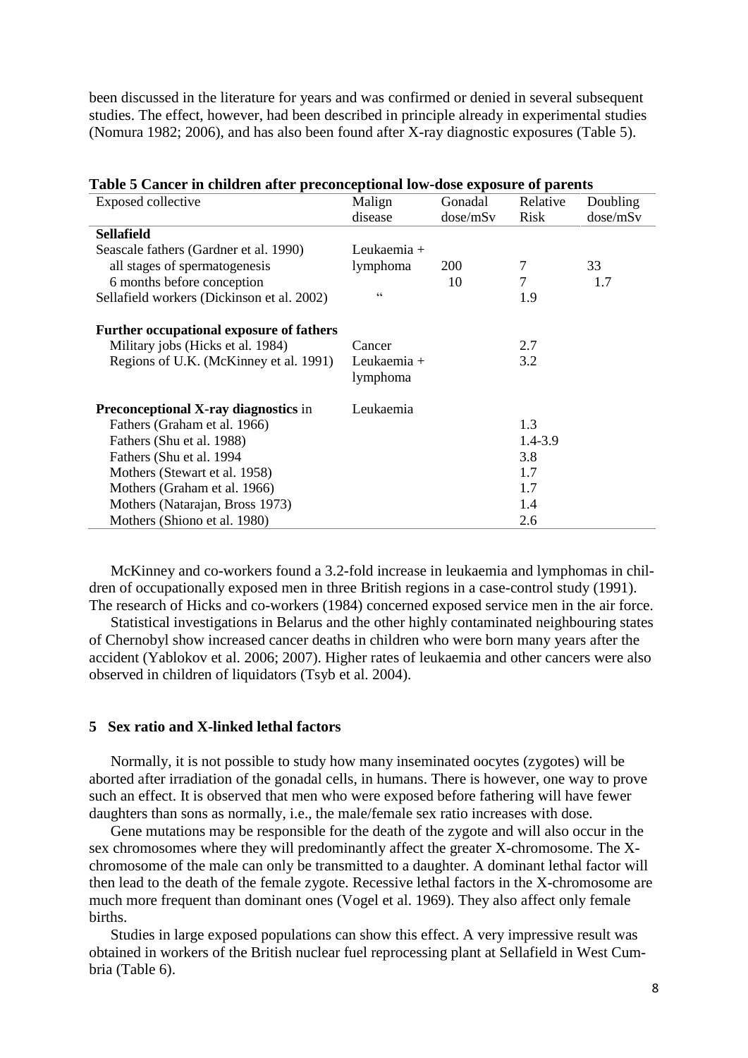been discussed in the literature for years and was confirmed or denied in several subsequent studies. The effect, however, had been described in principle already in experimental studies (Nomura 1982; 2006), and has also been found after X-ray diagnostic exposures (Table 5).

**Table 5 Cancer in children after preconceptional low-dose exposure of parents**

| Exposed collective | Malign disease | Gonadal dose/mSv | Relative Risk | Doubling dose/mSv |
|---|---|---|---|---|
| **Sellafield** | | | | |
| Seascale fathers (Gardner et al. 1990) | Leukaemia + | | | |
| all stages of spermatogenesis | lymphoma | 200 | 7 | 33 |
| 6 months before conception | | 10 | 7 | 1.7 |
| Sellafield workers (Dickinson et al. 2002) | " | | 1.9 | |
| **Further occupational exposure of fathers** | | | | |
| Military jobs (Hicks et al. 1984) | Cancer | | 2.7 | |
| Regions of U.K. (McKinney et al. 1991) | Leukaemia + lymphoma | | 3.2 | |
| **Preconceptional X-ray diagnostics** in | Leukaemia | | | |
| Fathers (Graham et al. 1966) | | | 1.3 | |
| Fathers (Shu et al. 1988) | | | 1.4-3.9 | |
| Fathers (Shu et al. 1994 | | | 3.8 | |
| Mothers (Stewart et al. 1958) | | | 1.7 | |
| Mothers (Graham et al. 1966) | | | 1.7 | |
| Mothers (Natarajan, Bross 1973) | | | 1.4 | |
| Mothers (Shiono et al. 1980) | | | 2.6 | |

McKinney and co-workers found a 3.2-fold increase in leukaemia and lymphomas in children of occupationally exposed men in three British regions in a case-control study (1991). The research of Hicks and co-workers (1984) concerned exposed service men in the air force.

Statistical investigations in Belarus and the other highly contaminated neighbouring states of Chernobyl show increased cancer deaths in children who were born many years after the accident (Yablokov et al. 2006; 2007). Higher rates of leukaemia and other cancers were also observed in children of liquidators (Tsyb et al. 2004).

## 5 Sex ratio and X-linked lethal factors

Normally, it is not possible to study how many inseminated oocytes (zygotes) will be aborted after irradiation of the gonadal cells, in humans. There is however, one way to prove such an effect. It is observed that men who were exposed before fathering will have fewer daughters than sons as normally, i.e., the male/female sex ratio increases with dose.

Gene mutations may be responsible for the death of the zygote and will also occur in the sex chromosomes where they will predominantly affect the greater X-chromosome. The X-chromosome of the male can only be transmitted to a daughter. A dominant lethal factor will then lead to the death of the female zygote. Recessive lethal factors in the X-chromosome are much more frequent than dominant ones (Vogel et al. 1969). They also affect only female births.

Studies in large exposed populations can show this effect. A very impressive result was obtained in workers of the British nuclear fuel reprocessing plant at Sellafield in West Cumbria (Table 6).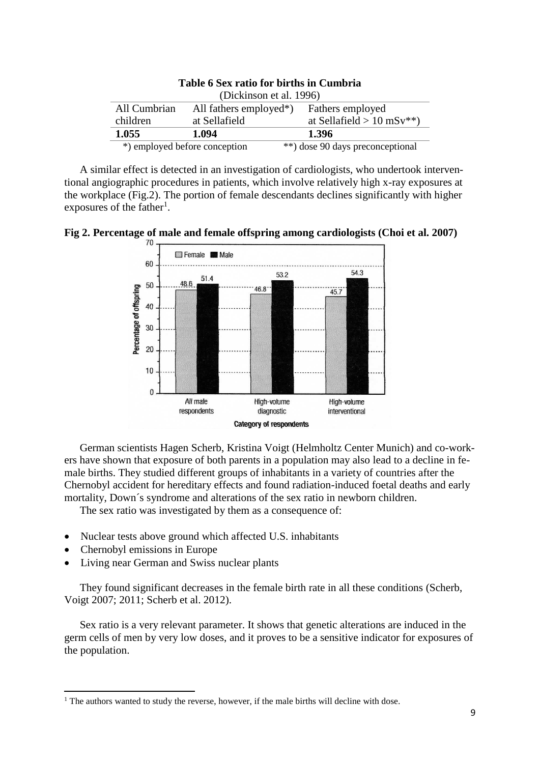**Table 6 Sex ratio for births in Cumbria**

(Dickinson et al. 1996)

| All Cumbrian children | All fathers employed*) at Sellafield | Fathers employed at Sellafield > 10 mSv**) |
|---|---|---|
| **1.055** | **1.094** | **1.396** |

*) employed before conception **) dose 90 days preconceptional

A similar effect is detected in an investigation of cardiologists, who undertook interventional angiographic procedures in patients, which involve relatively high x-ray exposures at the workplace (Fig.2). The portion of female descendants declines significantly with higher exposures of the father[1].

**Fig 2. Percentage of male and female offspring among cardiologists (Choi et al. 2007)**

| Category of respondents | Female (%) | Male (%) |
|---|---|---|
| All male respondents | 48.6 | 51.4 |
| High-volume diagnostic | 46.8 | 53.2 |
| High-volume interventional | 45.7 | 54.3 |

German scientists Hagen Scherb, Kristina Voigt (Helmholtz Center Munich) and co-workers have shown that exposure of both parents in a population may also lead to a decline in female births. They studied different groups of inhabitants in a variety of countries after the Chernobyl accident for hereditary effects and found radiation-induced foetal deaths and early mortality, Down´s syndrome and alterations of the sex ratio in newborn children.

The sex ratio was investigated by them as a consequence of:

- Nuclear tests above ground which affected U.S. inhabitants
- Chernobyl emissions in Europe
- Living near German and Swiss nuclear plants

They found significant decreases in the female birth rate in all these conditions (Scherb, Voigt 2007; 2011; Scherb et al. 2012).

Sex ratio is a very relevant parameter. It shows that genetic alterations are induced in the germ cells of men by very low doses, and it proves to be a sensitive indicator for exposures of the population.

[1] The authors wanted to study the reverse, however, if the male births will decline with dose.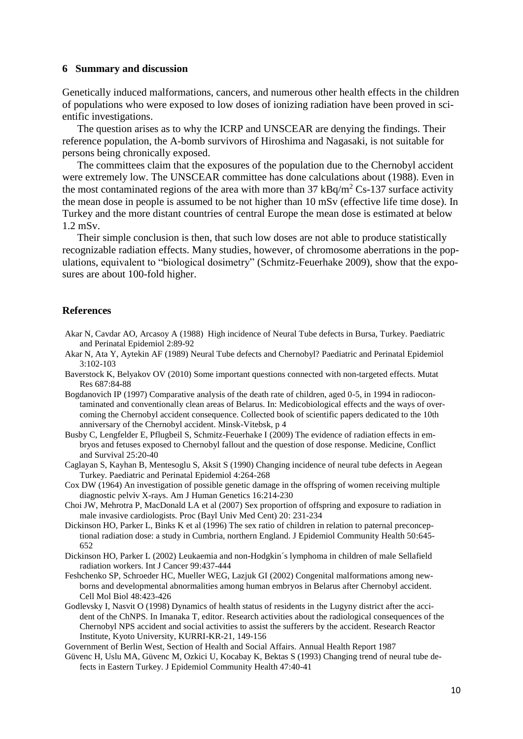## 6 Summary and discussion

Genetically induced malformations, cancers, and numerous other health effects in the children of populations who were exposed to low doses of ionizing radiation have been proved in scientific investigations.

The question arises as to why the ICRP and UNSCEAR are denying the findings. Their reference population, the A-bomb survivors of Hiroshima and Nagasaki, is not suitable for persons being chronically exposed.

The committees claim that the exposures of the population due to the Chernobyl accident were extremely low. The UNSCEAR committee has done calculations about (1988). Even in the most contaminated regions of the area with more than 37 kBq/m$^2$ Cs-137 surface activity the mean dose in people is assumed to be not higher than 10 mSv (effective life time dose). In Turkey and the more distant countries of central Europe the mean dose is estimated at below 1.2 mSv.

Their simple conclusion is then, that such low doses are not able to produce statistically recognizable radiation effects. Many studies, however, of chromosome aberrations in the populations, equivalent to "biological dosimetry" (Schmitz-Feuerhake 2009), show that the exposures are about 100-fold higher.

## References

Akar N, Cavdar AO, Arcasoy A (1988) High incidence of Neural Tube defects in Bursa, Turkey. Paediatric and Perinatal Epidemiol 2:89-92

Akar N, Ata Y, Aytekin AF (1989) Neural Tube defects and Chernobyl? Paediatric and Perinatal Epidemiol 3:102-103

Baverstock K, Belyakov OV (2010) Some important questions connected with non-targeted effects. Mutat Res 687:84-88

Bogdanovich IP (1997) Comparative analysis of the death rate of children, aged 0-5, in 1994 in radiocontaminated and conventionally clean areas of Belarus. In: Medicobiological effects and the ways of overcoming the Chernobyl accident consequence. Collected book of scientific papers dedicated to the 10th anniversary of the Chernobyl accident. Minsk-Vitebsk, p 4

Busby C, Lengfelder E, Pflugbeil S, Schmitz-Feuerhake I (2009) The evidence of radiation effects in embryos and fetuses exposed to Chernobyl fallout and the question of dose response. Medicine, Conflict and Survival 25:20-40

Caglayan S, Kayhan B, Mentesoglu S, Aksit S (1990) Changing incidence of neural tube defects in Aegean Turkey. Paediatric and Perinatal Epidemiol 4:264-268

Cox DW (1964) An investigation of possible genetic damage in the offspring of women receiving multiple diagnostic pelviv X-rays. Am J Human Genetics 16:214-230

Choi JW, Mehrotra P, MacDonald LA et al (2007) Sex proportion of offspring and exposure to radiation in male invasive cardiologists. Proc (Bayl Univ Med Cent) 20: 231-234

Dickinson HO, Parker L, Binks K et al (1996) The sex ratio of children in relation to paternal preconceptional radiation dose: a study in Cumbria, northern England. J Epidemiol Community Health 50:645-652

Dickinson HO, Parker L (2002) Leukaemia and non-Hodgkin´s lymphoma in children of male Sellafield radiation workers. Int J Cancer 99:437-444

Feshchenko SP, Schroeder HC, Mueller WEG, Lazjuk GI (2002) Congenital malformations among newborns and developmental abnormalities among human embryos in Belarus after Chernobyl accident. Cell Mol Biol 48:423-426

Godlevsky I, Nasvit O (1998) Dynamics of health status of residents in the Lugyny district after the accident of the ChNPS. In Imanaka T, editor. Research activities about the radiological consequences of the Chernobyl NPS accident and social activities to assist the sufferers by the accident. Research Reactor Institute, Kyoto University, KURRI-KR-21, 149-156

Government of Berlin West, Section of Health and Social Affairs. Annual Health Report 1987

Güvenc H, Uslu MA, Güvenc M, Ozkici U, Kocabay K, Bektas S (1993) Changing trend of neural tube defects in Eastern Turkey. J Epidemiol Community Health 47:40-41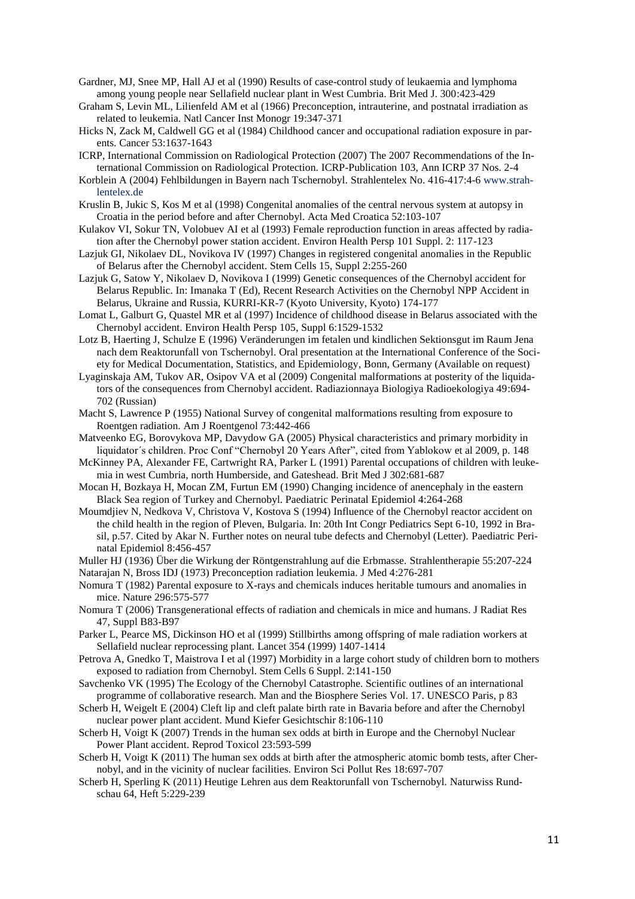Gardner, MJ, Snee MP, Hall AJ et al (1990) Results of case-control study of leukaemia and lymphoma among young people near Sellafield nuclear plant in West Cumbria. Brit Med J. 300:423-429

Graham S, Levin ML, Lilienfeld AM et al (1966) Preconception, intrauterine, and postnatal irradiation as related to leukemia. Natl Cancer Inst Monogr 19:347-371

Hicks N, Zack M, Caldwell GG et al (1984) Childhood cancer and occupational radiation exposure in parents. Cancer 53:1637-1643

ICRP, International Commission on Radiological Protection (2007) The 2007 Recommendations of the International Commission on Radiological Protection. ICRP-Publication 103, Ann ICRP 37 Nos. 2-4

Korblein A (2004) Fehlbildungen in Bayern nach Tschernobyl. Strahlentelex No. 416-417:4-6 www.strahlentelex.de

Kruslin B, Jukic S, Kos M et al (1998) Congenital anomalies of the central nervous system at autopsy in Croatia in the period before and after Chernobyl. Acta Med Croatica 52:103-107

Kulakov VI, Sokur TN, Volobuev AI et al (1993) Female reproduction function in areas affected by radiation after the Chernobyl power station accident. Environ Health Persp 101 Suppl. 2: 117-123

Lazjuk GI, Nikolaev DL, Novikova IV (1997) Changes in registered congenital anomalies in the Republic of Belarus after the Chernobyl accident. Stem Cells 15, Suppl 2:255-260

Lazjuk G, Satow Y, Nikolaev D, Novikova I (1999) Genetic consequences of the Chernobyl accident for Belarus Republic. In: Imanaka T (Ed), Recent Research Activities on the Chernobyl NPP Accident in Belarus, Ukraine and Russia, KURRI-KR-7 (Kyoto University, Kyoto) 174-177

Lomat L, Galburt G, Quastel MR et al (1997) Incidence of childhood disease in Belarus associated with the Chernobyl accident. Environ Health Persp 105, Suppl 6:1529-1532

Lotz B, Haerting J, Schulze E (1996) Veränderungen im fetalen und kindlichen Sektionsgut im Raum Jena nach dem Reaktorunfall von Tschernobyl. Oral presentation at the International Conference of the Society for Medical Documentation, Statistics, and Epidemiology, Bonn, Germany (Available on request)

Lyaginskaja AM, Tukov AR, Osipov VA et al (2009) Congenital malformations at posterity of the liquidators of the consequences from Chernobyl accident. Radiazionnaya Biologiya Radioekologiya 49:694-702 (Russian)

Macht S, Lawrence P (1955) National Survey of congenital malformations resulting from exposure to Roentgen radiation. Am J Roentgenol 73:442-466

Matveenko EG, Borovykova MP, Davydow GA (2005) Physical characteristics and primary morbidity in liquidator´s children. Proc Conf "Chernobyl 20 Years After", cited from Yablokow et al 2009, p. 148

McKinney PA, Alexander FE, Cartwright RA, Parker L (1991) Parental occupations of children with leukemia in west Cumbria, north Humberside, and Gateshead. Brit Med J 302:681-687

Mocan H, Bozkaya H, Mocan ZM, Furtun EM (1990) Changing incidence of anencephaly in the eastern Black Sea region of Turkey and Chernobyl. Paediatric Perinatal Epidemiol 4:264-268

Moumdjiev N, Nedkova V, Christova V, Kostova S (1994) Influence of the Chernobyl reactor accident on the child health in the region of Pleven, Bulgaria. In: 20th Int Congr Pediatrics Sept 6-10, 1992 in Brasil, p.57. Cited by Akar N. Further notes on neural tube defects and Chernobyl (Letter). Paediatric Perinatal Epidemiol 8:456-457

Muller HJ (1936) Über die Wirkung der Röntgenstrahlung auf die Erbmasse. Strahlentherapie 55:207-224

Natarajan N, Bross IDJ (1973) Preconception radiation leukemia. J Med 4:276-281

Nomura T (1982) Parental exposure to X-rays and chemicals induces heritable tumours and anomalies in mice. Nature 296:575-577

Nomura T (2006) Transgenerational effects of radiation and chemicals in mice and humans. J Radiat Res 47, Suppl B83-B97

Parker L, Pearce MS, Dickinson HO et al (1999) Stillbirths among offspring of male radiation workers at Sellafield nuclear reprocessing plant. Lancet 354 (1999) 1407-1414

Petrova A, Gnedko T, Maistrova I et al (1997) Morbidity in a large cohort study of children born to mothers exposed to radiation from Chernobyl. Stem Cells 6 Suppl. 2:141-150

Savchenko VK (1995) The Ecology of the Chernobyl Catastrophe. Scientific outlines of an international programme of collaborative research. Man and the Biosphere Series Vol. 17. UNESCO Paris, p 83

Scherb H, Weigelt E (2004) Cleft lip and cleft palate birth rate in Bavaria before and after the Chernobyl nuclear power plant accident. Mund Kiefer Gesichtschir 8:106-110

Scherb H, Voigt K (2007) Trends in the human sex odds at birth in Europe and the Chernobyl Nuclear Power Plant accident. Reprod Toxicol 23:593-599

Scherb H, Voigt K (2011) The human sex odds at birth after the atmospheric atomic bomb tests, after Chernobyl, and in the vicinity of nuclear facilities. Environ Sci Pollut Res 18:697-707

Scherb H, Sperling K (2011) Heutige Lehren aus dem Reaktorunfall von Tschernobyl. Naturwiss Rundschau 64, Heft 5:229-239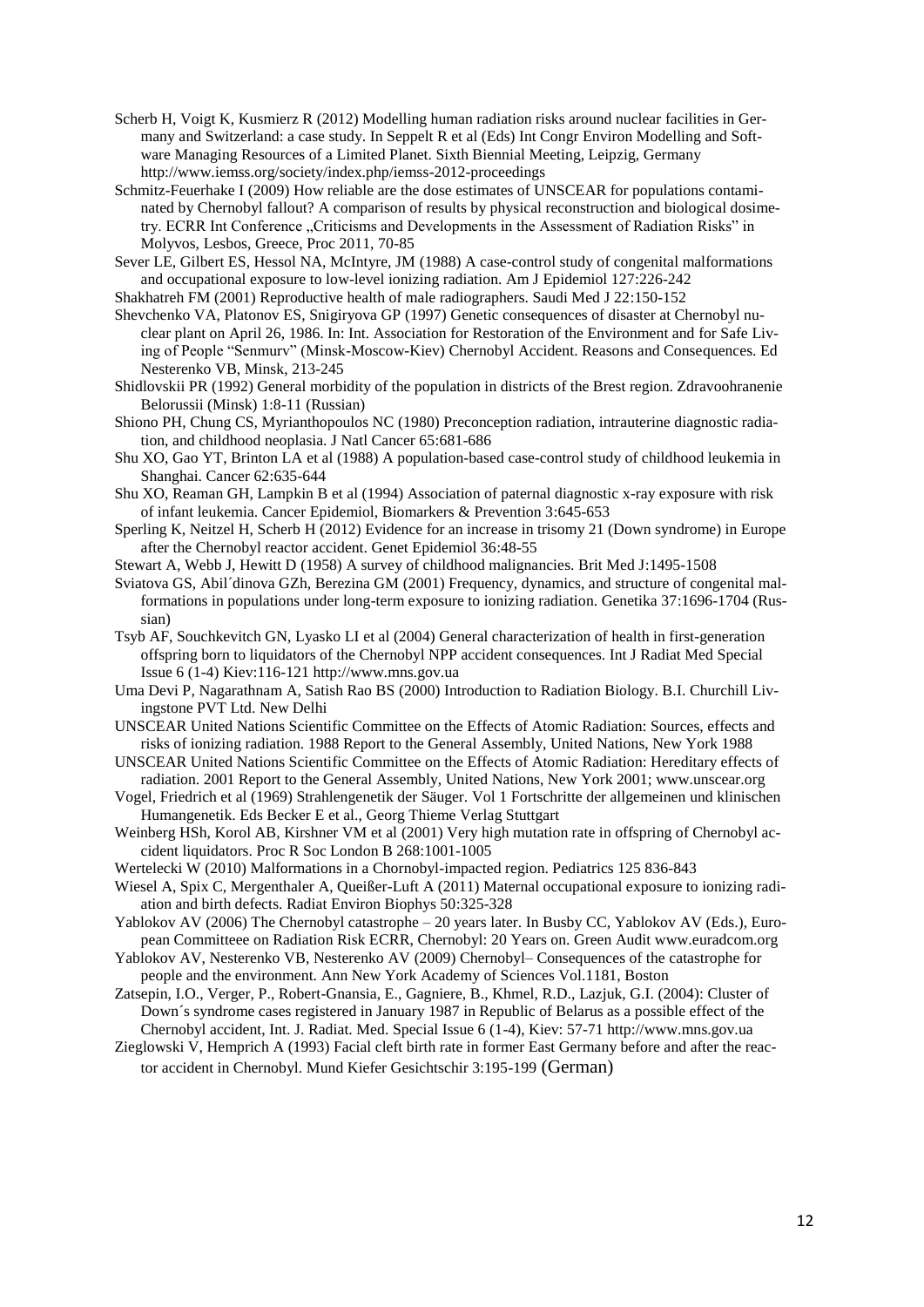Scherb H, Voigt K, Kusmierz R (2012) Modelling human radiation risks around nuclear facilities in Germany and Switzerland: a case study. In Seppelt R et al (Eds) Int Congr Environ Modelling and Software Managing Resources of a Limited Planet. Sixth Biennial Meeting, Leipzig, Germany http://www.iemss.org/society/index.php/iemss-2012-proceedings

Schmitz-Feuerhake I (2009) How reliable are the dose estimates of UNSCEAR for populations contaminated by Chernobyl fallout? A comparison of results by physical reconstruction and biological dosimetry. ECRR Int Conference „Criticisms and Developments in the Assessment of Radiation Risks" in Molyvos, Lesbos, Greece, Proc 2011, 70-85

Sever LE, Gilbert ES, Hessol NA, McIntyre, JM (1988) A case-control study of congenital malformations and occupational exposure to low-level ionizing radiation. Am J Epidemiol 127:226-242

Shakhatreh FM (2001) Reproductive health of male radiographers. Saudi Med J 22:150-152

Shevchenko VA, Platonov ES, Snigiryova GP (1997) Genetic consequences of disaster at Chernobyl nuclear plant on April 26, 1986. In: Int. Association for Restoration of the Environment and for Safe Living of People "Senmurv" (Minsk-Moscow-Kiev) Chernobyl Accident. Reasons and Consequences. Ed Nesterenko VB, Minsk, 213-245

Shidlovskii PR (1992) General morbidity of the population in districts of the Brest region. Zdravoohranenie Belorussii (Minsk) 1:8-11 (Russian)

Shiono PH, Chung CS, Myrianthopoulos NC (1980) Preconception radiation, intrauterine diagnostic radiation, and childhood neoplasia. J Natl Cancer 65:681-686

Shu XO, Gao YT, Brinton LA et al (1988) A population-based case-control study of childhood leukemia in Shanghai. Cancer 62:635-644

Shu XO, Reaman GH, Lampkin B et al (1994) Association of paternal diagnostic x-ray exposure with risk of infant leukemia. Cancer Epidemiol, Biomarkers & Prevention 3:645-653

Sperling K, Neitzel H, Scherb H (2012) Evidence for an increase in trisomy 21 (Down syndrome) in Europe after the Chernobyl reactor accident. Genet Epidemiol 36:48-55

Stewart A, Webb J, Hewitt D (1958) A survey of childhood malignancies. Brit Med J:1495-1508

Sviatova GS, Abil´dinova GZh, Berezina GM (2001) Frequency, dynamics, and structure of congenital malformations in populations under long-term exposure to ionizing radiation. Genetika 37:1696-1704 (Russian)

Tsyb AF, Souchkevitch GN, Lyasko LI et al (2004) General characterization of health in first-generation offspring born to liquidators of the Chernobyl NPP accident consequences. Int J Radiat Med Special Issue 6 (1-4) Kiev:116-121 http://www.mns.gov.ua

Uma Devi P, Nagarathnam A, Satish Rao BS (2000) Introduction to Radiation Biology. B.I. Churchill Livingstone PVT Ltd. New Delhi

UNSCEAR United Nations Scientific Committee on the Effects of Atomic Radiation: Sources, effects and risks of ionizing radiation. 1988 Report to the General Assembly, United Nations, New York 1988

UNSCEAR United Nations Scientific Committee on the Effects of Atomic Radiation: Hereditary effects of radiation. 2001 Report to the General Assembly, United Nations, New York 2001; www.unscear.org

Vogel, Friedrich et al (1969) Strahlengenetik der Säuger. Vol 1 Fortschritte der allgemeinen und klinischen Humangenetik. Eds Becker E et al., Georg Thieme Verlag Stuttgart

Weinberg HSh, Korol AB, Kirshner VM et al (2001) Very high mutation rate in offspring of Chernobyl accident liquidators. Proc R Soc London B 268:1001-1005

Wertelecki W (2010) Malformations in a Chornobyl-impacted region. Pediatrics 125 836-843

Wiesel A, Spix C, Mergenthaler A, Queißer-Luft A (2011) Maternal occupational exposure to ionizing radiation and birth defects. Radiat Environ Biophys 50:325-328

Yablokov AV (2006) The Chernobyl catastrophe – 20 years later. In Busby CC, Yablokov AV (Eds.), European Committeee on Radiation Risk ECRR, Chernobyl: 20 Years on. Green Audit www.euradcom.org

Yablokov AV, Nesterenko VB, Nesterenko AV (2009) Chernobyl– Consequences of the catastrophe for people and the environment. Ann New York Academy of Sciences Vol.1181, Boston

Zatsepin, I.O., Verger, P., Robert-Gnansia, E., Gagniere, B., Khmel, R.D., Lazjuk, G.I. (2004): Cluster of Down´s syndrome cases registered in January 1987 in Republic of Belarus as a possible effect of the Chernobyl accident, Int. J. Radiat. Med. Special Issue 6 (1-4), Kiev: 57-71 http://www.mns.gov.ua

Zieglowski V, Hemprich A (1993) Facial cleft birth rate in former East Germany before and after the reactor accident in Chernobyl. Mund Kiefer Gesichtschir 3:195-199 (German)